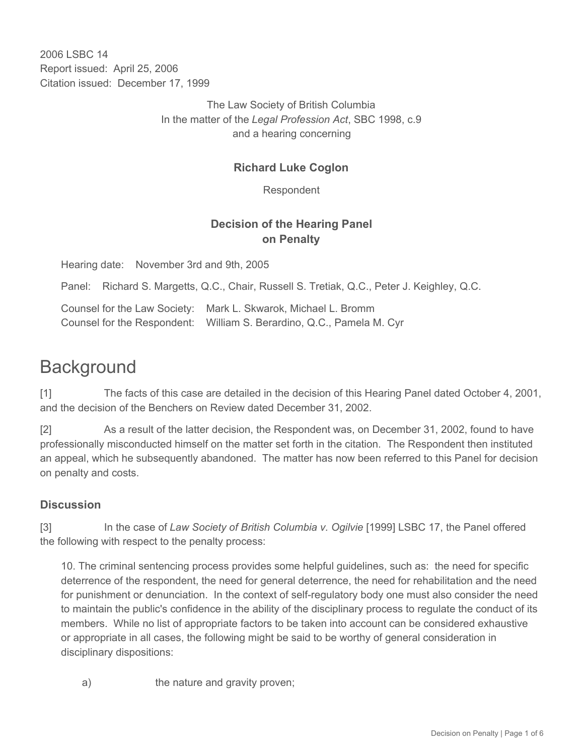2006 LSBC 14
Report issued: April 25, 2006
Citation issued: December 17, 1999

The Law Society of British Columbia
In the matter of the *Legal Profession Act*, SBC 1998, c.9
and a hearing concerning

**Richard Luke Coglon**

Respondent

**Decision of the Hearing Panel on Penalty**

Hearing date: November 3rd and 9th, 2005

Panel: Richard S. Margetts, Q.C., Chair, Russell S. Tretiak, Q.C., Peter J. Keighley, Q.C.

Counsel for the Law Society: Mark L. Skwarok, Michael L. Bromm
Counsel for the Respondent: William S. Berardino, Q.C., Pamela M. Cyr

# Background

[1] The facts of this case are detailed in the decision of this Hearing Panel dated October 4, 2001, and the decision of the Benchers on Review dated December 31, 2002.

[2] As a result of the latter decision, the Respondent was, on December 31, 2002, found to have professionally misconducted himself on the matter set forth in the citation. The Respondent then instituted an appeal, which he subsequently abandoned. The matter has now been referred to this Panel for decision on penalty and costs.

## Discussion

[3] In the case of *Law Society of British Columbia v. Ogilvie* [1999] LSBC 17, the Panel offered the following with respect to the penalty process:

> 10. The criminal sentencing process provides some helpful guidelines, such as: the need for specific deterrence of the respondent, the need for general deterrence, the need for rehabilitation and the need for punishment or denunciation. In the context of self-regulatory body one must also consider the need to maintain the public's confidence in the ability of the disciplinary process to regulate the conduct of its members. While no list of appropriate factors to be taken into account can be considered exhaustive or appropriate in all cases, the following might be said to be worthy of general consideration in disciplinary dispositions:
>
> a) the nature and gravity proven;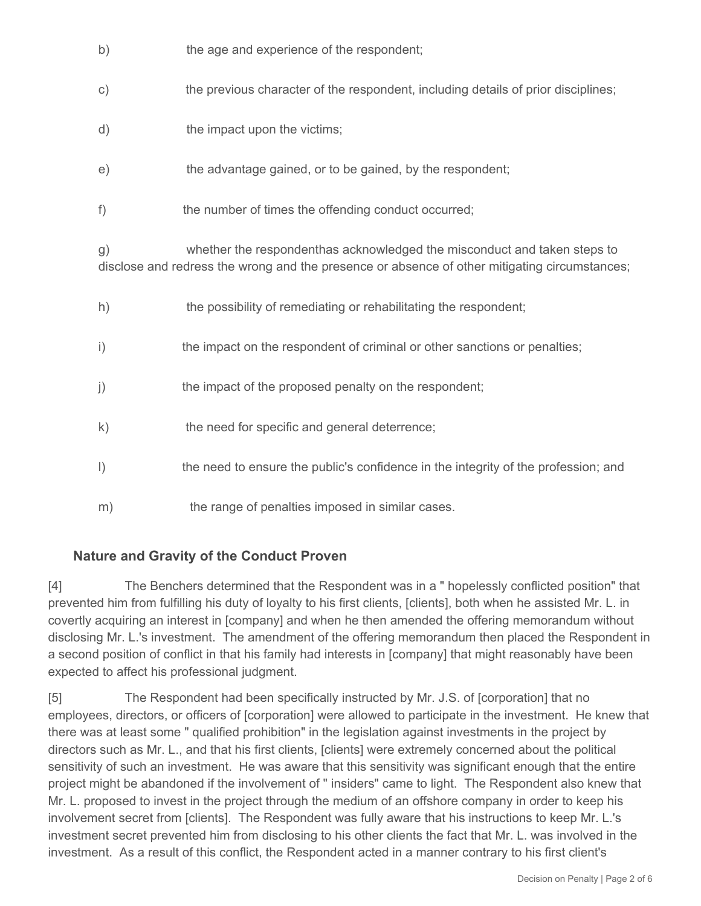b) the age and experience of the respondent;

c) the previous character of the respondent, including details of prior disciplines;

d) the impact upon the victims;

e) the advantage gained, or to be gained, by the respondent;

f) the number of times the offending conduct occurred;

g) whether the respondenthas acknowledged the misconduct and taken steps to disclose and redress the wrong and the presence or absence of other mitigating circumstances;

h) the possibility of remediating or rehabilitating the respondent;

i) the impact on the respondent of criminal or other sanctions or penalties;

j) the impact of the proposed penalty on the respondent;

k) the need for specific and general deterrence;

l) the need to ensure the public's confidence in the integrity of the profession; and

m) the range of penalties imposed in similar cases.

## Nature and Gravity of the Conduct Proven

[4] The Benchers determined that the Respondent was in a " hopelessly conflicted position" that prevented him from fulfilling his duty of loyalty to his first clients, [clients], both when he assisted Mr. L. in covertly acquiring an interest in [company] and when he then amended the offering memorandum without disclosing Mr. L.'s investment. The amendment of the offering memorandum then placed the Respondent in a second position of conflict in that his family had interests in [company] that might reasonably have been expected to affect his professional judgment.

[5] The Respondent had been specifically instructed by Mr. J.S. of [corporation] that no employees, directors, or officers of [corporation] were allowed to participate in the investment. He knew that there was at least some " qualified prohibition" in the legislation against investments in the project by directors such as Mr. L., and that his first clients, [clients] were extremely concerned about the political sensitivity of such an investment. He was aware that this sensitivity was significant enough that the entire project might be abandoned if the involvement of " insiders" came to light. The Respondent also knew that Mr. L. proposed to invest in the project through the medium of an offshore company in order to keep his involvement secret from [clients]. The Respondent was fully aware that his instructions to keep Mr. L.'s investment secret prevented him from disclosing to his other clients the fact that Mr. L. was involved in the investment. As a result of this conflict, the Respondent acted in a manner contrary to his first client's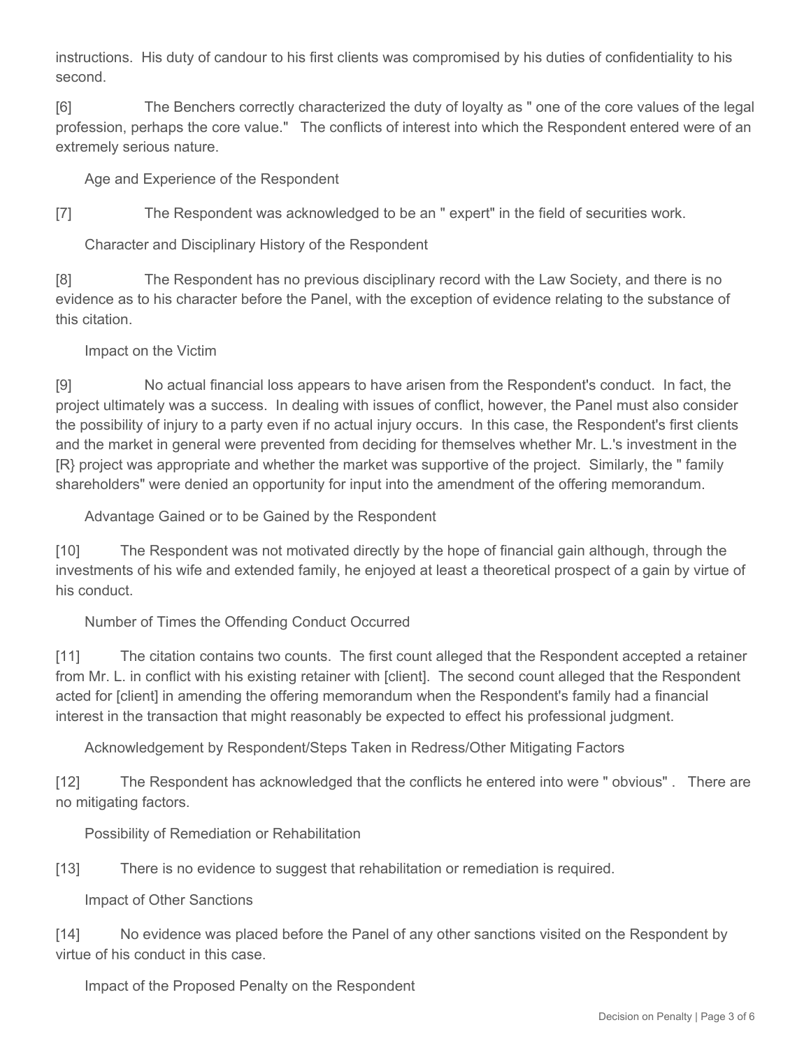instructions. His duty of candour to his first clients was compromised by his duties of confidentiality to his second.

[6] The Benchers correctly characterized the duty of loyalty as " one of the core values of the legal profession, perhaps the core value." The conflicts of interest into which the Respondent entered were of an extremely serious nature.

### Age and Experience of the Respondent

[7] The Respondent was acknowledged to be an " expert" in the field of securities work.

### Character and Disciplinary History of the Respondent

[8] The Respondent has no previous disciplinary record with the Law Society, and there is no evidence as to his character before the Panel, with the exception of evidence relating to the substance of this citation.

### Impact on the Victim

[9] No actual financial loss appears to have arisen from the Respondent's conduct. In fact, the project ultimately was a success. In dealing with issues of conflict, however, the Panel must also consider the possibility of injury to a party even if no actual injury occurs. In this case, the Respondent's first clients and the market in general were prevented from deciding for themselves whether Mr. L.'s investment in the [R} project was appropriate and whether the market was supportive of the project. Similarly, the " family shareholders" were denied an opportunity for input into the amendment of the offering memorandum.

### Advantage Gained or to be Gained by the Respondent

[10] The Respondent was not motivated directly by the hope of financial gain although, through the investments of his wife and extended family, he enjoyed at least a theoretical prospect of a gain by virtue of his conduct.

### Number of Times the Offending Conduct Occurred

[11] The citation contains two counts. The first count alleged that the Respondent accepted a retainer from Mr. L. in conflict with his existing retainer with [client]. The second count alleged that the Respondent acted for [client] in amending the offering memorandum when the Respondent's family had a financial interest in the transaction that might reasonably be expected to effect his professional judgment.

### Acknowledgement by Respondent/Steps Taken in Redress/Other Mitigating Factors

[12] The Respondent has acknowledged that the conflicts he entered into were " obvious" . There are no mitigating factors.

### Possibility of Remediation or Rehabilitation

[13] There is no evidence to suggest that rehabilitation or remediation is required.

### Impact of Other Sanctions

[14] No evidence was placed before the Panel of any other sanctions visited on the Respondent by virtue of his conduct in this case.

### Impact of the Proposed Penalty on the Respondent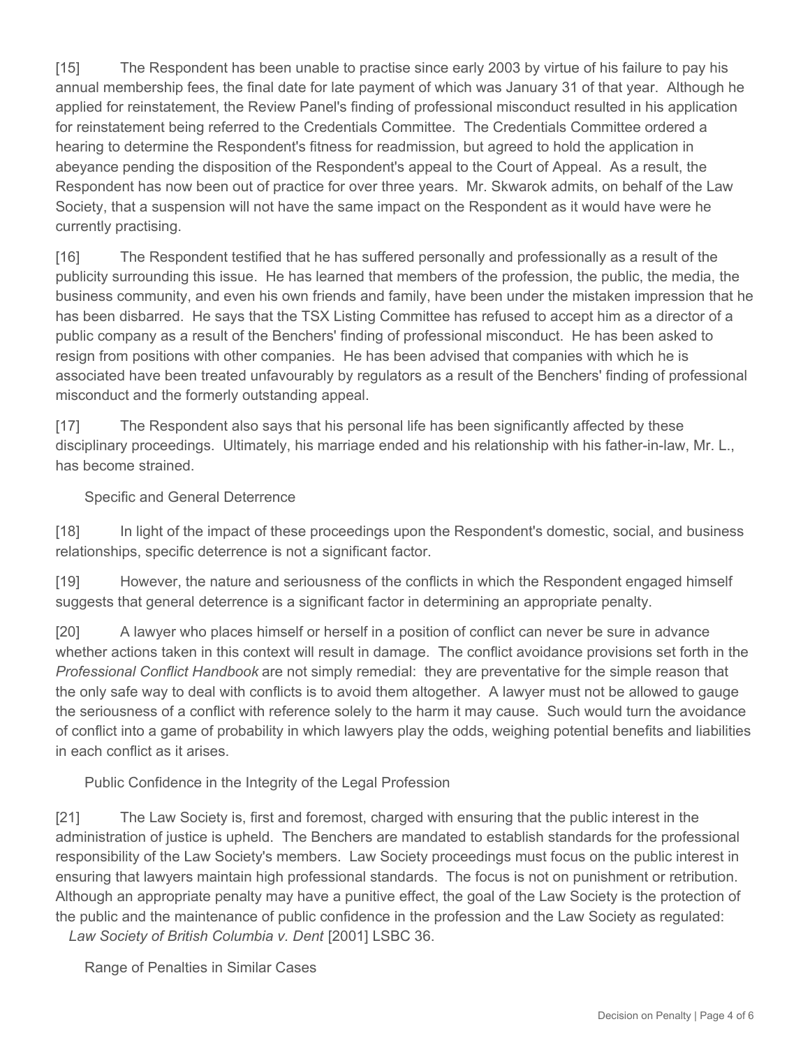[15] The Respondent has been unable to practise since early 2003 by virtue of his failure to pay his annual membership fees, the final date for late payment of which was January 31 of that year. Although he applied for reinstatement, the Review Panel's finding of professional misconduct resulted in his application for reinstatement being referred to the Credentials Committee. The Credentials Committee ordered a hearing to determine the Respondent's fitness for readmission, but agreed to hold the application in abeyance pending the disposition of the Respondent's appeal to the Court of Appeal. As a result, the Respondent has now been out of practice for over three years. Mr. Skwarok admits, on behalf of the Law Society, that a suspension will not have the same impact on the Respondent as it would have were he currently practising.

[16] The Respondent testified that he has suffered personally and professionally as a result of the publicity surrounding this issue. He has learned that members of the profession, the public, the media, the business community, and even his own friends and family, have been under the mistaken impression that he has been disbarred. He says that the TSX Listing Committee has refused to accept him as a director of a public company as a result of the Benchers' finding of professional misconduct. He has been asked to resign from positions with other companies. He has been advised that companies with which he is associated have been treated unfavourably by regulators as a result of the Benchers' finding of professional misconduct and the formerly outstanding appeal.

[17] The Respondent also says that his personal life has been significantly affected by these disciplinary proceedings. Ultimately, his marriage ended and his relationship with his father-in-law, Mr. L., has become strained.

### Specific and General Deterrence

[18] In light of the impact of these proceedings upon the Respondent's domestic, social, and business relationships, specific deterrence is not a significant factor.

[19] However, the nature and seriousness of the conflicts in which the Respondent engaged himself suggests that general deterrence is a significant factor in determining an appropriate penalty.

[20] A lawyer who places himself or herself in a position of conflict can never be sure in advance whether actions taken in this context will result in damage. The conflict avoidance provisions set forth in the *Professional Conflict Handbook* are not simply remedial: they are preventative for the simple reason that the only safe way to deal with conflicts is to avoid them altogether. A lawyer must not be allowed to gauge the seriousness of a conflict with reference solely to the harm it may cause. Such would turn the avoidance of conflict into a game of probability in which lawyers play the odds, weighing potential benefits and liabilities in each conflict as it arises.

### Public Confidence in the Integrity of the Legal Profession

[21] The Law Society is, first and foremost, charged with ensuring that the public interest in the administration of justice is upheld. The Benchers are mandated to establish standards for the professional responsibility of the Law Society's members. Law Society proceedings must focus on the public interest in ensuring that lawyers maintain high professional standards. The focus is not on punishment or retribution. Although an appropriate penalty may have a punitive effect, the goal of the Law Society is the protection of the public and the maintenance of public confidence in the profession and the Law Society as regulated: *Law Society of British Columbia v. Dent* [2001] LSBC 36.

### Range of Penalties in Similar Cases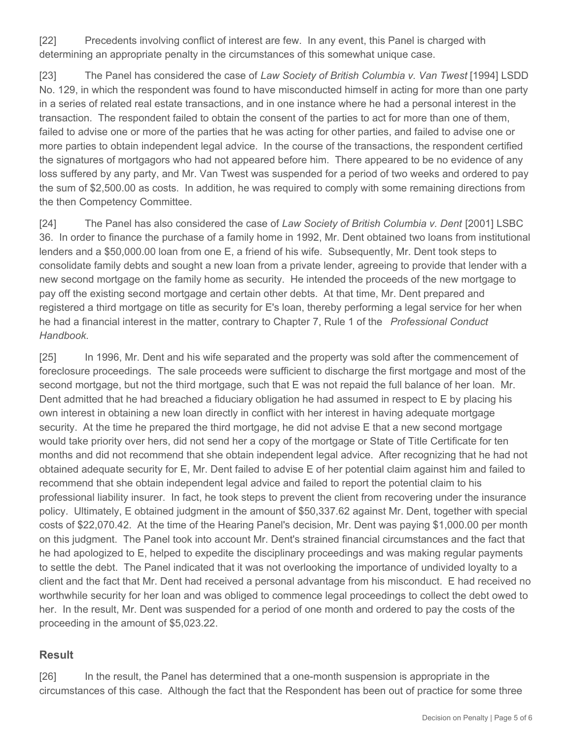[22] Precedents involving conflict of interest are few. In any event, this Panel is charged with determining an appropriate penalty in the circumstances of this somewhat unique case.

[23] The Panel has considered the case of *Law Society of British Columbia v. Van Twest* [1994] LSDD No. 129, in which the respondent was found to have misconducted himself in acting for more than one party in a series of related real estate transactions, and in one instance where he had a personal interest in the transaction. The respondent failed to obtain the consent of the parties to act for more than one of them, failed to advise one or more of the parties that he was acting for other parties, and failed to advise one or more parties to obtain independent legal advice. In the course of the transactions, the respondent certified the signatures of mortgagors who had not appeared before him. There appeared to be no evidence of any loss suffered by any party, and Mr. Van Twest was suspended for a period of two weeks and ordered to pay the sum of $2,500.00 as costs. In addition, he was required to comply with some remaining directions from the then Competency Committee.

[24] The Panel has also considered the case of *Law Society of British Columbia v. Dent* [2001] LSBC 36. In order to finance the purchase of a family home in 1992, Mr. Dent obtained two loans from institutional lenders and a $50,000.00 loan from one E, a friend of his wife. Subsequently, Mr. Dent took steps to consolidate family debts and sought a new loan from a private lender, agreeing to provide that lender with a new second mortgage on the family home as security. He intended the proceeds of the new mortgage to pay off the existing second mortgage and certain other debts. At that time, Mr. Dent prepared and registered a third mortgage on title as security for E's loan, thereby performing a legal service for her when he had a financial interest in the matter, contrary to Chapter 7, Rule 1 of the *Professional Conduct Handbook.*

[25] In 1996, Mr. Dent and his wife separated and the property was sold after the commencement of foreclosure proceedings. The sale proceeds were sufficient to discharge the first mortgage and most of the second mortgage, but not the third mortgage, such that E was not repaid the full balance of her loan. Mr. Dent admitted that he had breached a fiduciary obligation he had assumed in respect to E by placing his own interest in obtaining a new loan directly in conflict with her interest in having adequate mortgage security. At the time he prepared the third mortgage, he did not advise E that a new second mortgage would take priority over hers, did not send her a copy of the mortgage or State of Title Certificate for ten months and did not recommend that she obtain independent legal advice. After recognizing that he had not obtained adequate security for E, Mr. Dent failed to advise E of her potential claim against him and failed to recommend that she obtain independent legal advice and failed to report the potential claim to his professional liability insurer. In fact, he took steps to prevent the client from recovering under the insurance policy. Ultimately, E obtained judgment in the amount of $50,337.62 against Mr. Dent, together with special costs of $22,070.42. At the time of the Hearing Panel's decision, Mr. Dent was paying $1,000.00 per month on this judgment. The Panel took into account Mr. Dent's strained financial circumstances and the fact that he had apologized to E, helped to expedite the disciplinary proceedings and was making regular payments to settle the debt. The Panel indicated that it was not overlooking the importance of undivided loyalty to a client and the fact that Mr. Dent had received a personal advantage from his misconduct. E had received no worthwhile security for her loan and was obliged to commence legal proceedings to collect the debt owed to her. In the result, Mr. Dent was suspended for a period of one month and ordered to pay the costs of the proceeding in the amount of $5,023.22.

## Result

[26] In the result, the Panel has determined that a one-month suspension is appropriate in the circumstances of this case. Although the fact that the Respondent has been out of practice for some three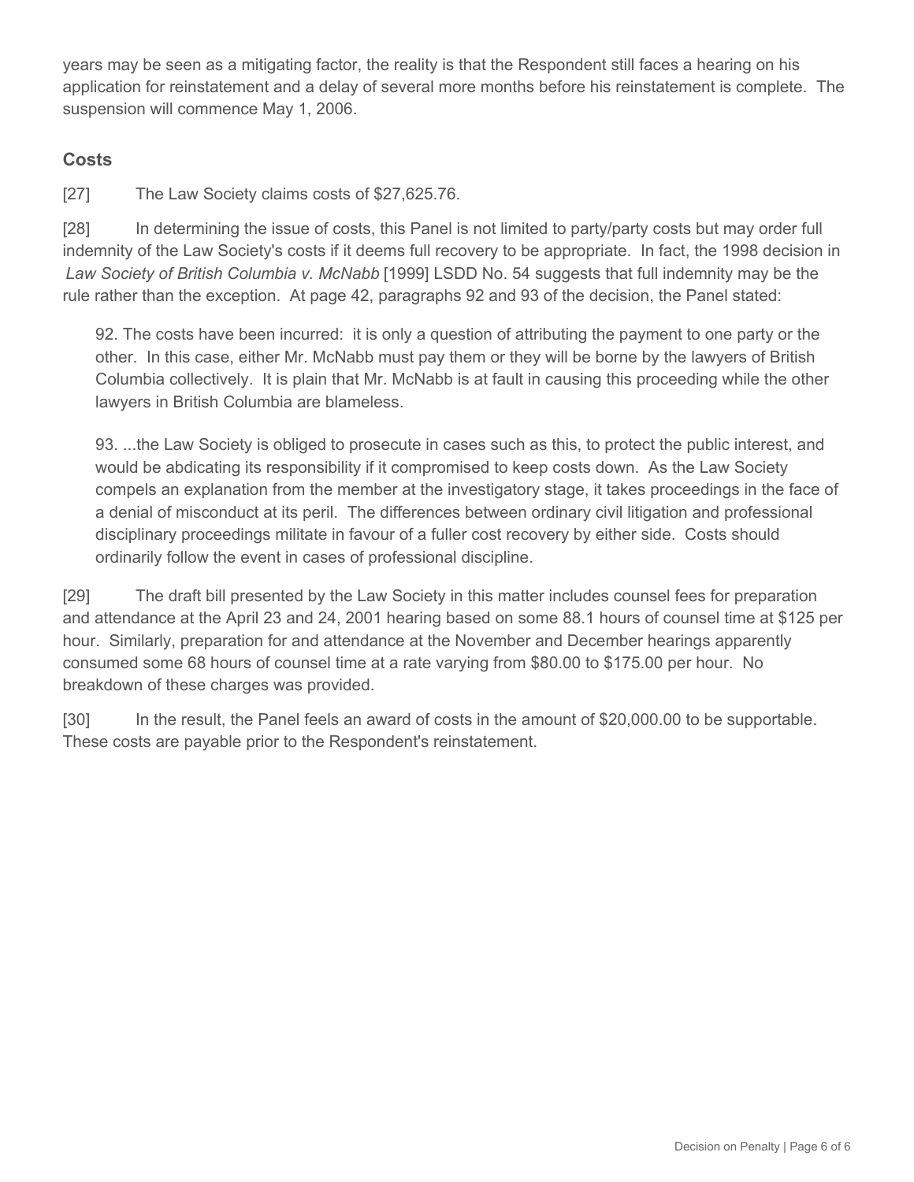years may be seen as a mitigating factor, the reality is that the Respondent still faces a hearing on his application for reinstatement and a delay of several more months before his reinstatement is complete. The suspension will commence May 1, 2006.

### Costs

[27] The Law Society claims costs of $27,625.76.

[28] In determining the issue of costs, this Panel is not limited to party/party costs but may order full indemnity of the Law Society's costs if it deems full recovery to be appropriate. In fact, the 1998 decision in *Law Society of British Columbia v. McNabb* [1999] LSDD No. 54 suggests that full indemnity may be the rule rather than the exception. At page 42, paragraphs 92 and 93 of the decision, the Panel stated:

> 92. The costs have been incurred: it is only a question of attributing the payment to one party or the other. In this case, either Mr. McNabb must pay them or they will be borne by the lawyers of British Columbia collectively. It is plain that Mr. McNabb is at fault in causing this proceeding while the other lawyers in British Columbia are blameless.
>
> 93. ...the Law Society is obliged to prosecute in cases such as this, to protect the public interest, and would be abdicating its responsibility if it compromised to keep costs down. As the Law Society compels an explanation from the member at the investigatory stage, it takes proceedings in the face of a denial of misconduct at its peril. The differences between ordinary civil litigation and professional disciplinary proceedings militate in favour of a fuller cost recovery by either side. Costs should ordinarily follow the event in cases of professional discipline.

[29] The draft bill presented by the Law Society in this matter includes counsel fees for preparation and attendance at the April 23 and 24, 2001 hearing based on some 88.1 hours of counsel time at $125 per hour. Similarly, preparation for and attendance at the November and December hearings apparently consumed some 68 hours of counsel time at a rate varying from $80.00 to $175.00 per hour. No breakdown of these charges was provided.

[30] In the result, the Panel feels an award of costs in the amount of $20,000.00 to be supportable. These costs are payable prior to the Respondent's reinstatement.